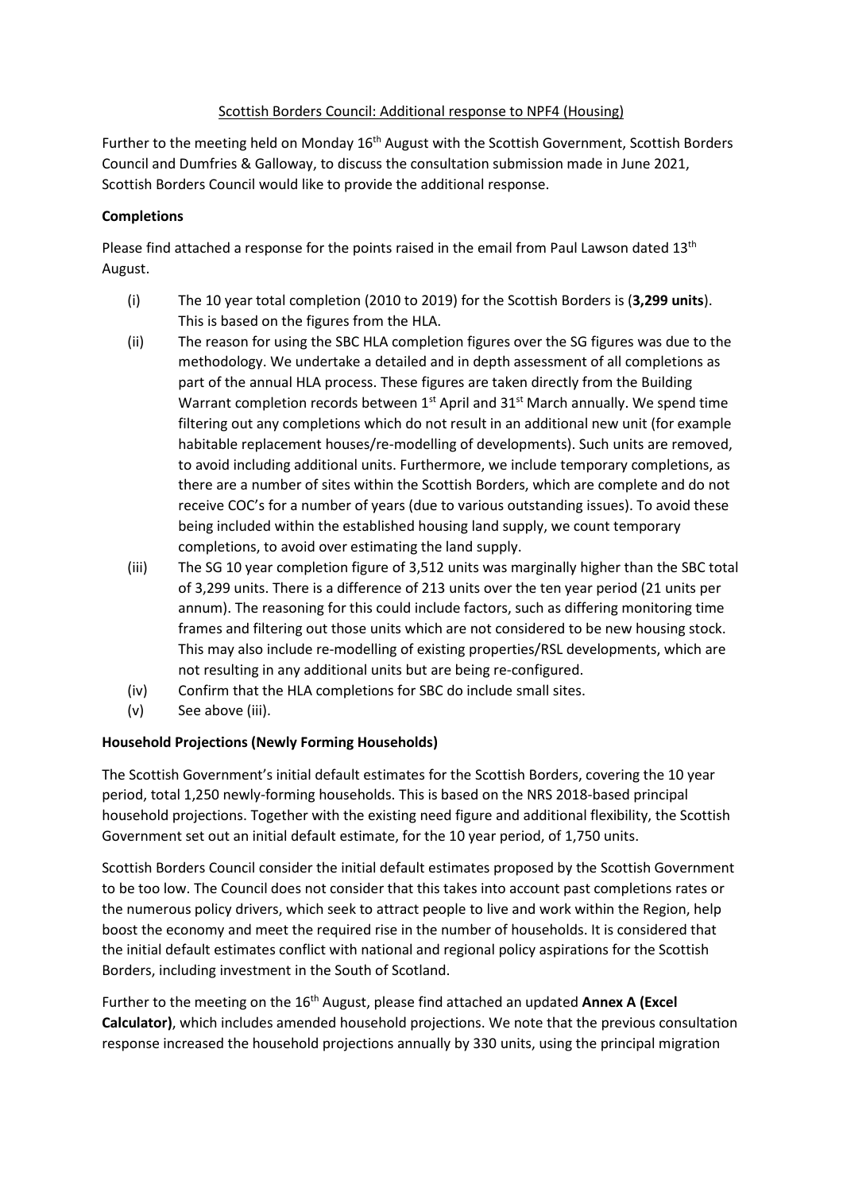Scottish Borders Council: Additional response to NPF4 (Housing)

Further to the meeting held on Monday 16th August with the Scottish Government, Scottish Borders Council and Dumfries & Galloway, to discuss the consultation submission made in June 2021, Scottish Borders Council would like to provide the additional response.

**Completions**

Please find attached a response for the points raised in the email from Paul Lawson dated 13th August.

(i) The 10 year total completion (2010 to 2019) for the Scottish Borders is (**3,299 units**). This is based on the figures from the HLA.

(ii) The reason for using the SBC HLA completion figures over the SG figures was due to the methodology. We undertake a detailed and in depth assessment of all completions as part of the annual HLA process. These figures are taken directly from the Building Warrant completion records between 1st April and 31st March annually. We spend time filtering out any completions which do not result in an additional new unit (for example habitable replacement houses/re-modelling of developments). Such units are removed, to avoid including additional units. Furthermore, we include temporary completions, as there are a number of sites within the Scottish Borders, which are complete and do not receive COC's for a number of years (due to various outstanding issues). To avoid these being included within the established housing land supply, we count temporary completions, to avoid over estimating the land supply.

(iii) The SG 10 year completion figure of 3,512 units was marginally higher than the SBC total of 3,299 units. There is a difference of 213 units over the ten year period (21 units per annum). The reasoning for this could include factors, such as differing monitoring time frames and filtering out those units which are not considered to be new housing stock. This may also include re-modelling of existing properties/RSL developments, which are not resulting in any additional units but are being re-configured.

(iv) Confirm that the HLA completions for SBC do include small sites.

(v) See above (iii).

**Household Projections (Newly Forming Households)**

The Scottish Government's initial default estimates for the Scottish Borders, covering the 10 year period, total 1,250 newly-forming households. This is based on the NRS 2018-based principal household projections. Together with the existing need figure and additional flexibility, the Scottish Government set out an initial default estimate, for the 10 year period, of 1,750 units.

Scottish Borders Council consider the initial default estimates proposed by the Scottish Government to be too low. The Council does not consider that this takes into account past completions rates or the numerous policy drivers, which seek to attract people to live and work within the Region, help boost the economy and meet the required rise in the number of households. It is considered that the initial default estimates conflict with national and regional policy aspirations for the Scottish Borders, including investment in the South of Scotland.

Further to the meeting on the 16th August, please find attached an updated **Annex A (Excel Calculator)**, which includes amended household projections. We note that the previous consultation response increased the household projections annually by 330 units, using the principal migration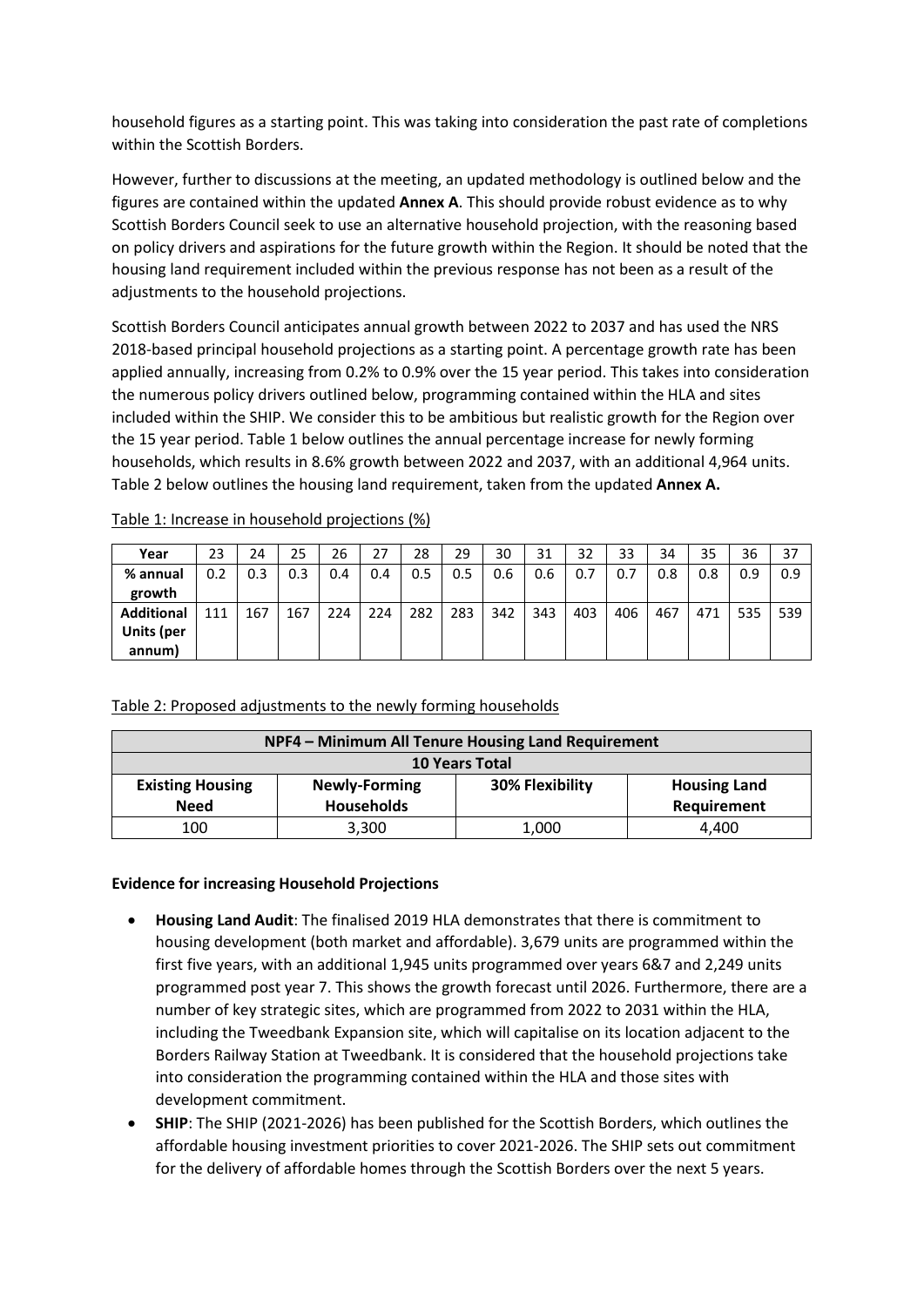household figures as a starting point. This was taking into consideration the past rate of completions within the Scottish Borders.

However, further to discussions at the meeting, an updated methodology is outlined below and the figures are contained within the updated **Annex A**. This should provide robust evidence as to why Scottish Borders Council seek to use an alternative household projection, with the reasoning based on policy drivers and aspirations for the future growth within the Region. It should be noted that the housing land requirement included within the previous response has not been as a result of the adjustments to the household projections.

Scottish Borders Council anticipates annual growth between 2022 to 2037 and has used the NRS 2018-based principal household projections as a starting point. A percentage growth rate has been applied annually, increasing from 0.2% to 0.9% over the 15 year period. This takes into consideration the numerous policy drivers outlined below, programming contained within the HLA and sites included within the SHIP. We consider this to be ambitious but realistic growth for the Region over the 15 year period. Table 1 below outlines the annual percentage increase for newly forming households, which results in 8.6% growth between 2022 and 2037, with an additional 4,964 units. Table 2 below outlines the housing land requirement, taken from the updated **Annex A.**

Table 1: Increase in household projections (%)

| Year | 23 | 24 | 25 | 26 | 27 | 28 | 29 | 30 | 31 | 32 | 33 | 34 | 35 | 36 | 37 |
|---|---|---|---|---|---|---|---|---|---|---|---|---|---|---|---|
| % annual growth | 0.2 | 0.3 | 0.3 | 0.4 | 0.4 | 0.5 | 0.5 | 0.6 | 0.6 | 0.7 | 0.7 | 0.8 | 0.8 | 0.9 | 0.9 |
| Additional Units (per annum) | 111 | 167 | 167 | 224 | 224 | 282 | 283 | 342 | 343 | 403 | 406 | 467 | 471 | 535 | 539 |

Table 2: Proposed adjustments to the newly forming households

| NPF4 – Minimum All Tenure Housing Land Requirement | | | |
|---|---|---|---|
| 10 Years Total | | | |
| Existing Housing Need | Newly-Forming Households | 30% Flexibility | Housing Land Requirement |
| 100 | 3,300 | 1,000 | 4,400 |

**Evidence for increasing Household Projections**

- **Housing Land Audit**: The finalised 2019 HLA demonstrates that there is commitment to housing development (both market and affordable). 3,679 units are programmed within the first five years, with an additional 1,945 units programmed over years 6&7 and 2,249 units programmed post year 7. This shows the growth forecast until 2026. Furthermore, there are a number of key strategic sites, which are programmed from 2022 to 2031 within the HLA, including the Tweedbank Expansion site, which will capitalise on its location adjacent to the Borders Railway Station at Tweedbank. It is considered that the household projections take into consideration the programming contained within the HLA and those sites with development commitment.
- **SHIP**: The SHIP (2021-2026) has been published for the Scottish Borders, which outlines the affordable housing investment priorities to cover 2021-2026. The SHIP sets out commitment for the delivery of affordable homes through the Scottish Borders over the next 5 years.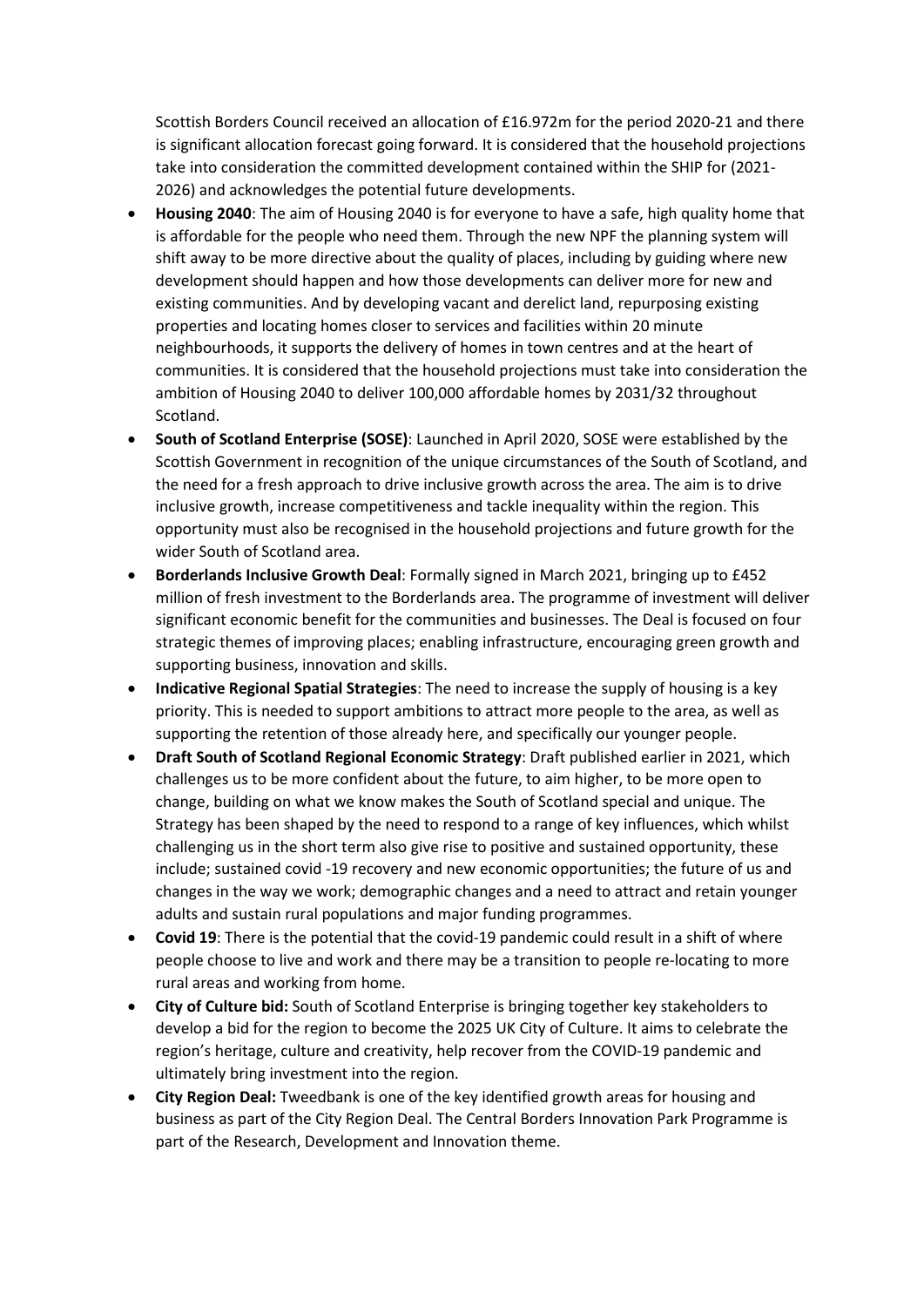Scottish Borders Council received an allocation of £16.972m for the period 2020-21 and there is significant allocation forecast going forward. It is considered that the household projections take into consideration the committed development contained within the SHIP for (2021-2026) and acknowledges the potential future developments.

- **Housing 2040**: The aim of Housing 2040 is for everyone to have a safe, high quality home that is affordable for the people who need them. Through the new NPF the planning system will shift away to be more directive about the quality of places, including by guiding where new development should happen and how those developments can deliver more for new and existing communities. And by developing vacant and derelict land, repurposing existing properties and locating homes closer to services and facilities within 20 minute neighbourhoods, it supports the delivery of homes in town centres and at the heart of communities. It is considered that the household projections must take into consideration the ambition of Housing 2040 to deliver 100,000 affordable homes by 2031/32 throughout Scotland.
- **South of Scotland Enterprise (SOSE)**: Launched in April 2020, SOSE were established by the Scottish Government in recognition of the unique circumstances of the South of Scotland, and the need for a fresh approach to drive inclusive growth across the area. The aim is to drive inclusive growth, increase competitiveness and tackle inequality within the region. This opportunity must also be recognised in the household projections and future growth for the wider South of Scotland area.
- **Borderlands Inclusive Growth Deal**: Formally signed in March 2021, bringing up to £452 million of fresh investment to the Borderlands area. The programme of investment will deliver significant economic benefit for the communities and businesses. The Deal is focused on four strategic themes of improving places; enabling infrastructure, encouraging green growth and supporting business, innovation and skills.
- **Indicative Regional Spatial Strategies**: The need to increase the supply of housing is a key priority. This is needed to support ambitions to attract more people to the area, as well as supporting the retention of those already here, and specifically our younger people.
- **Draft South of Scotland Regional Economic Strategy**: Draft published earlier in 2021, which challenges us to be more confident about the future, to aim higher, to be more open to change, building on what we know makes the South of Scotland special and unique. The Strategy has been shaped by the need to respond to a range of key influences, which whilst challenging us in the short term also give rise to positive and sustained opportunity, these include; sustained covid -19 recovery and new economic opportunities; the future of us and changes in the way we work; demographic changes and a need to attract and retain younger adults and sustain rural populations and major funding programmes.
- **Covid 19**: There is the potential that the covid-19 pandemic could result in a shift of where people choose to live and work and there may be a transition to people re-locating to more rural areas and working from home.
- **City of Culture bid:** South of Scotland Enterprise is bringing together key stakeholders to develop a bid for the region to become the 2025 UK City of Culture. It aims to celebrate the region's heritage, culture and creativity, help recover from the COVID-19 pandemic and ultimately bring investment into the region.
- **City Region Deal:** Tweedbank is one of the key identified growth areas for housing and business as part of the City Region Deal. The Central Borders Innovation Park Programme is part of the Research, Development and Innovation theme.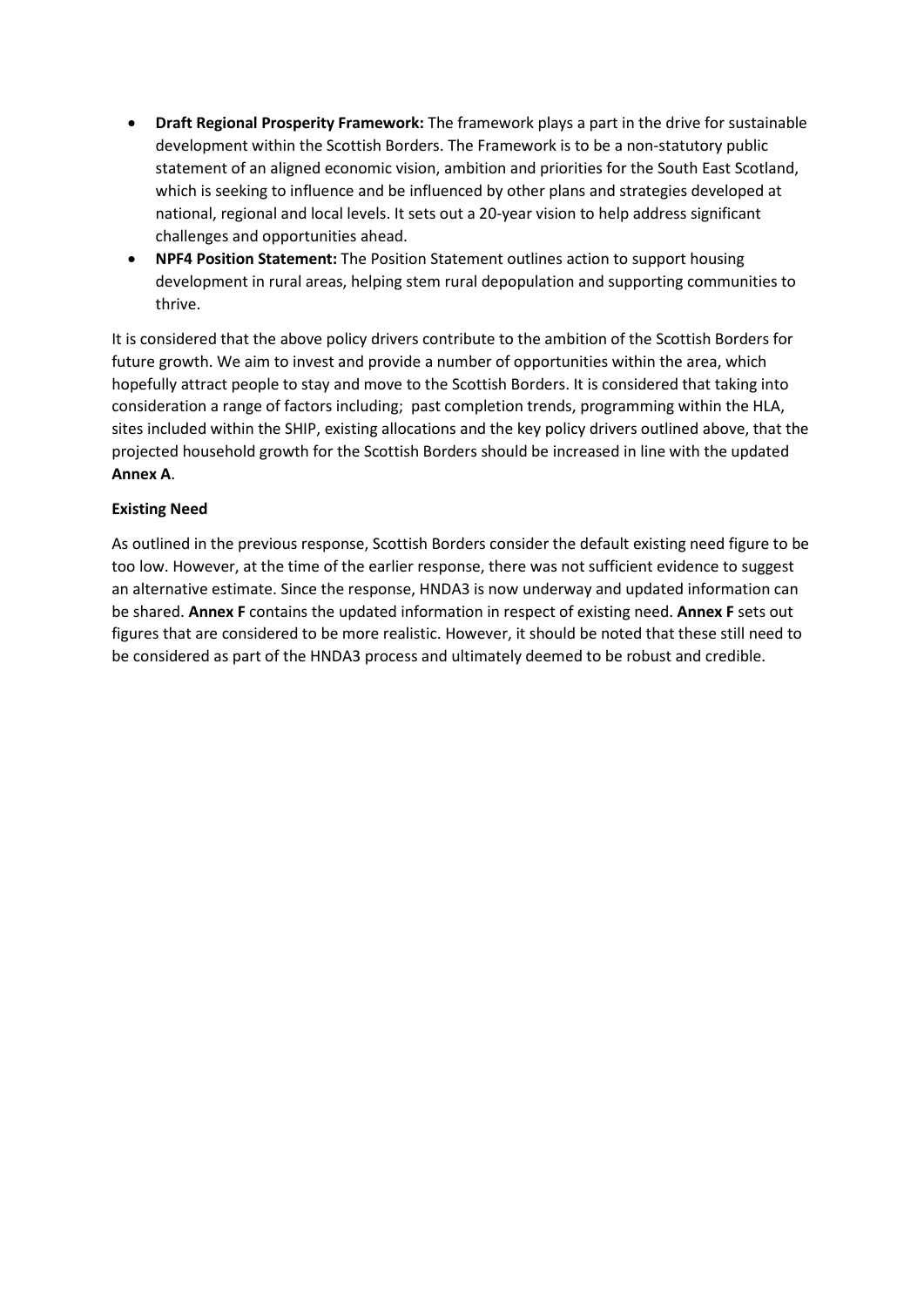- **Draft Regional Prosperity Framework:** The framework plays a part in the drive for sustainable development within the Scottish Borders. The Framework is to be a non-statutory public statement of an aligned economic vision, ambition and priorities for the South East Scotland, which is seeking to influence and be influenced by other plans and strategies developed at national, regional and local levels. It sets out a 20-year vision to help address significant challenges and opportunities ahead.
- **NPF4 Position Statement:** The Position Statement outlines action to support housing development in rural areas, helping stem rural depopulation and supporting communities to thrive.

It is considered that the above policy drivers contribute to the ambition of the Scottish Borders for future growth. We aim to invest and provide a number of opportunities within the area, which hopefully attract people to stay and move to the Scottish Borders. It is considered that taking into consideration a range of factors including; past completion trends, programming within the HLA, sites included within the SHIP, existing allocations and the key policy drivers outlined above, that the projected household growth for the Scottish Borders should be increased in line with the updated **Annex A**.

**Existing Need**

As outlined in the previous response, Scottish Borders consider the default existing need figure to be too low. However, at the time of the earlier response, there was not sufficient evidence to suggest an alternative estimate. Since the response, HNDA3 is now underway and updated information can be shared. **Annex F** contains the updated information in respect of existing need. **Annex F** sets out figures that are considered to be more realistic. However, it should be noted that these still need to be considered as part of the HNDA3 process and ultimately deemed to be robust and credible.